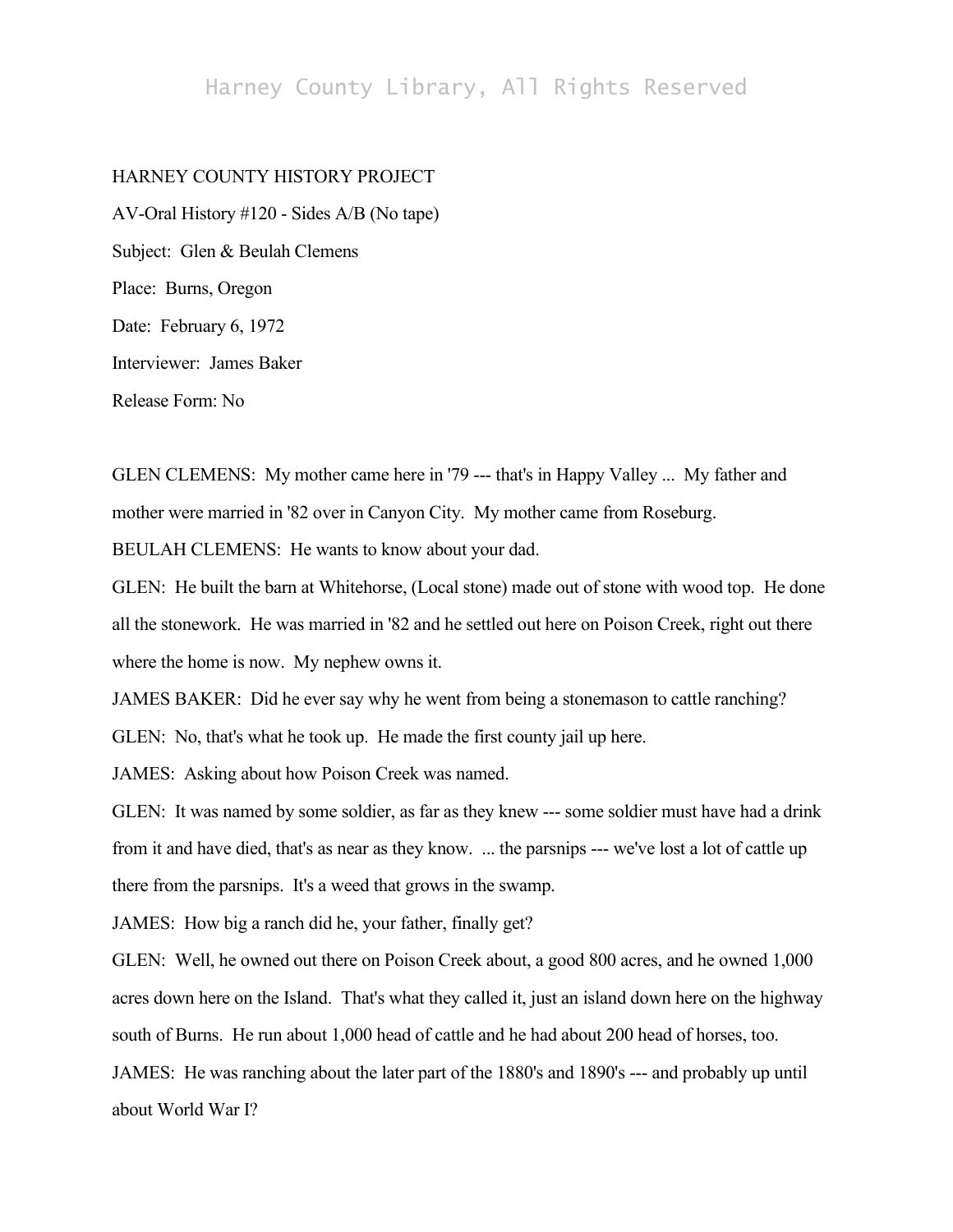HARNEY COUNTY HISTORY PROJECT

AV-Oral History #120 - Sides A/B (No tape)

Subject: Glen & Beulah Clemens

Place: Burns, Oregon

Date: February 6, 1972

Interviewer: James Baker

Release Form: No

GLEN CLEMENS: My mother came here in '79 --- that's in Happy Valley ... My father and mother were married in '82 over in Canyon City. My mother came from Roseburg.

BEULAH CLEMENS: He wants to know about your dad.

GLEN: He built the barn at Whitehorse, (Local stone) made out of stone with wood top. He done all the stonework. He was married in '82 and he settled out here on Poison Creek, right out there where the home is now. My nephew owns it.

JAMES BAKER: Did he ever say why he went from being a stonemason to cattle ranching?

GLEN: No, that's what he took up. He made the first county jail up here.

JAMES: Asking about how Poison Creek was named.

GLEN: It was named by some soldier, as far as they knew --- some soldier must have had a drink from it and have died, that's as near as they know. ... the parsnips --- we've lost a lot of cattle up there from the parsnips. It's a weed that grows in the swamp.

JAMES: How big a ranch did he, your father, finally get?

GLEN: Well, he owned out there on Poison Creek about, a good 800 acres, and he owned 1,000 acres down here on the Island. That's what they called it, just an island down here on the highway south of Burns. He run about 1,000 head of cattle and he had about 200 head of horses, too.

JAMES: He was ranching about the later part of the 1880's and 1890's --- and probably up until about World War I?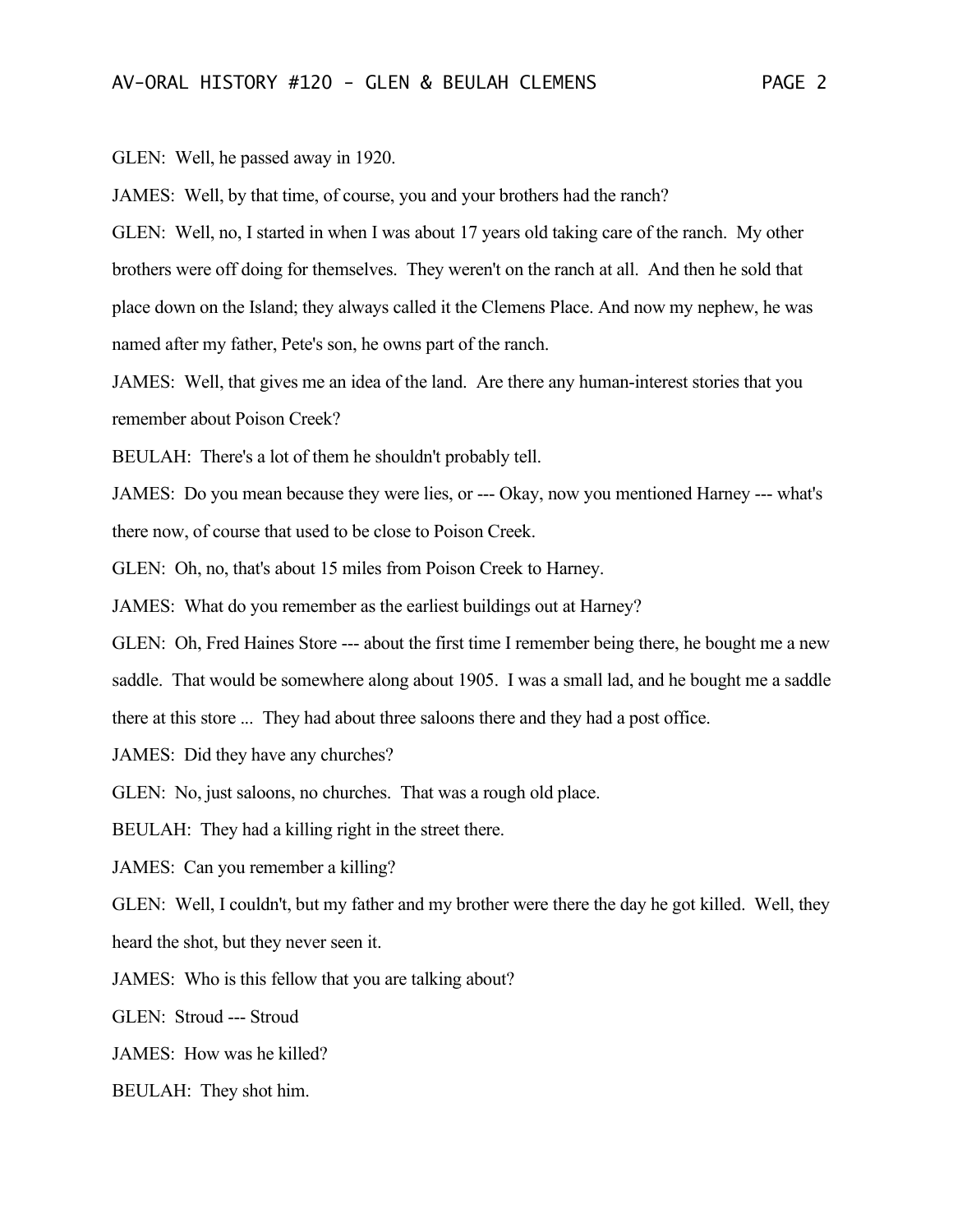GLEN: Well, he passed away in 1920.

JAMES: Well, by that time, of course, you and your brothers had the ranch?

GLEN: Well, no, I started in when I was about 17 years old taking care of the ranch. My other brothers were off doing for themselves. They weren't on the ranch at all. And then he sold that place down on the Island; they always called it the Clemens Place. And now my nephew, he was named after my father, Pete's son, he owns part of the ranch.

JAMES: Well, that gives me an idea of the land. Are there any human-interest stories that you remember about Poison Creek?

BEULAH: There's a lot of them he shouldn't probably tell.

JAMES: Do you mean because they were lies, or --- Okay, now you mentioned Harney --- what's there now, of course that used to be close to Poison Creek.

GLEN: Oh, no, that's about 15 miles from Poison Creek to Harney.

JAMES: What do you remember as the earliest buildings out at Harney?

GLEN: Oh, Fred Haines Store --- about the first time I remember being there, he bought me a new saddle. That would be somewhere along about 1905. I was a small lad, and he bought me a saddle there at this store ... They had about three saloons there and they had a post office.

JAMES: Did they have any churches?

GLEN: No, just saloons, no churches. That was a rough old place.

BEULAH: They had a killing right in the street there.

JAMES: Can you remember a killing?

GLEN: Well, I couldn't, but my father and my brother were there the day he got killed. Well, they heard the shot, but they never seen it.

JAMES: Who is this fellow that you are talking about?

GLEN: Stroud --- Stroud

JAMES: How was he killed?

BEULAH: They shot him.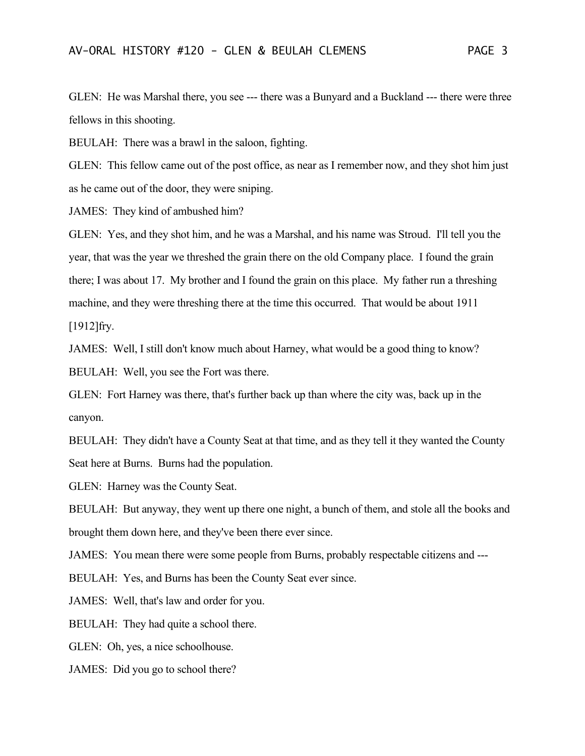GLEN: He was Marshal there, you see --- there was a Bunyard and a Buckland --- there were three fellows in this shooting.

BEULAH: There was a brawl in the saloon, fighting.

GLEN: This fellow came out of the post office, as near as I remember now, and they shot him just as he came out of the door, they were sniping.

JAMES: They kind of ambushed him?

GLEN: Yes, and they shot him, and he was a Marshal, and his name was Stroud. I'll tell you the year, that was the year we threshed the grain there on the old Company place. I found the grain there; I was about 17. My brother and I found the grain on this place. My father run a threshing machine, and they were threshing there at the time this occurred. That would be about 1911 [1912]fry.

JAMES: Well, I still don't know much about Harney, what would be a good thing to know?

BEULAH: Well, you see the Fort was there.

GLEN: Fort Harney was there, that's further back up than where the city was, back up in the canyon.

BEULAH: They didn't have a County Seat at that time, and as they tell it they wanted the County Seat here at Burns. Burns had the population.

GLEN: Harney was the County Seat.

BEULAH: But anyway, they went up there one night, a bunch of them, and stole all the books and brought them down here, and they've been there ever since.

JAMES: You mean there were some people from Burns, probably respectable citizens and ---

BEULAH: Yes, and Burns has been the County Seat ever since.

JAMES: Well, that's law and order for you.

BEULAH: They had quite a school there.

GLEN: Oh, yes, a nice schoolhouse.

JAMES: Did you go to school there?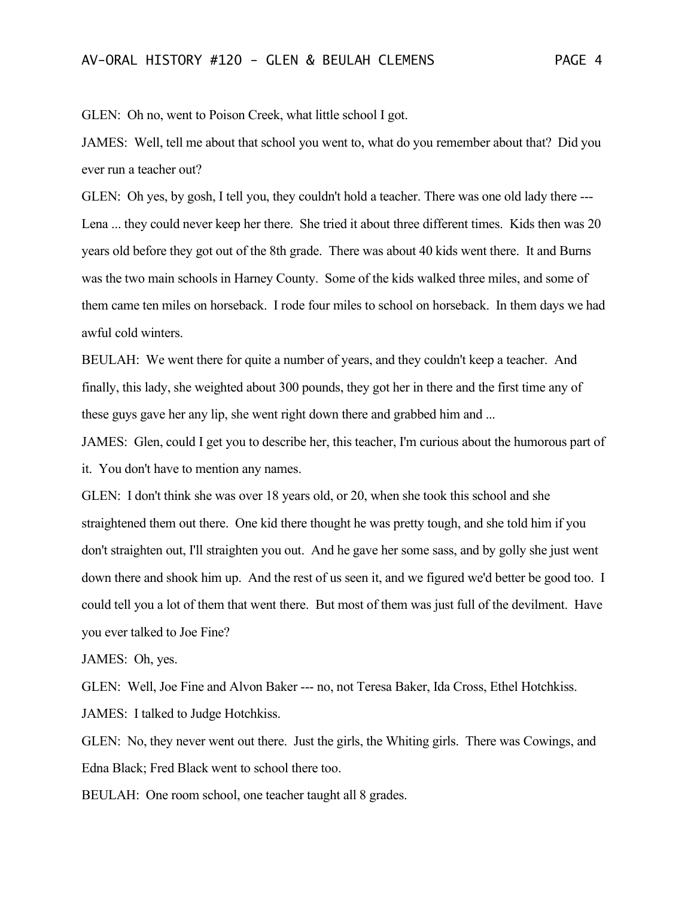GLEN: Oh no, went to Poison Creek, what little school I got.

JAMES: Well, tell me about that school you went to, what do you remember about that? Did you ever run a teacher out?

GLEN: Oh yes, by gosh, I tell you, they couldn't hold a teacher. There was one old lady there --- Lena ... they could never keep her there. She tried it about three different times. Kids then was 20 years old before they got out of the 8th grade. There was about 40 kids went there. It and Burns was the two main schools in Harney County. Some of the kids walked three miles, and some of them came ten miles on horseback. I rode four miles to school on horseback. In them days we had awful cold winters.

BEULAH: We went there for quite a number of years, and they couldn't keep a teacher. And finally, this lady, she weighted about 300 pounds, they got her in there and the first time any of these guys gave her any lip, she went right down there and grabbed him and ...

JAMES: Glen, could I get you to describe her, this teacher, I'm curious about the humorous part of it. You don't have to mention any names.

GLEN: I don't think she was over 18 years old, or 20, when she took this school and she straightened them out there. One kid there thought he was pretty tough, and she told him if you don't straighten out, I'll straighten you out. And he gave her some sass, and by golly she just went down there and shook him up. And the rest of us seen it, and we figured we'd better be good too. I could tell you a lot of them that went there. But most of them was just full of the devilment. Have you ever talked to Joe Fine?

JAMES: Oh, yes.

GLEN: Well, Joe Fine and Alvon Baker --- no, not Teresa Baker, Ida Cross, Ethel Hotchkiss.

JAMES: I talked to Judge Hotchkiss.

GLEN: No, they never went out there. Just the girls, the Whiting girls. There was Cowings, and Edna Black; Fred Black went to school there too.

BEULAH: One room school, one teacher taught all 8 grades.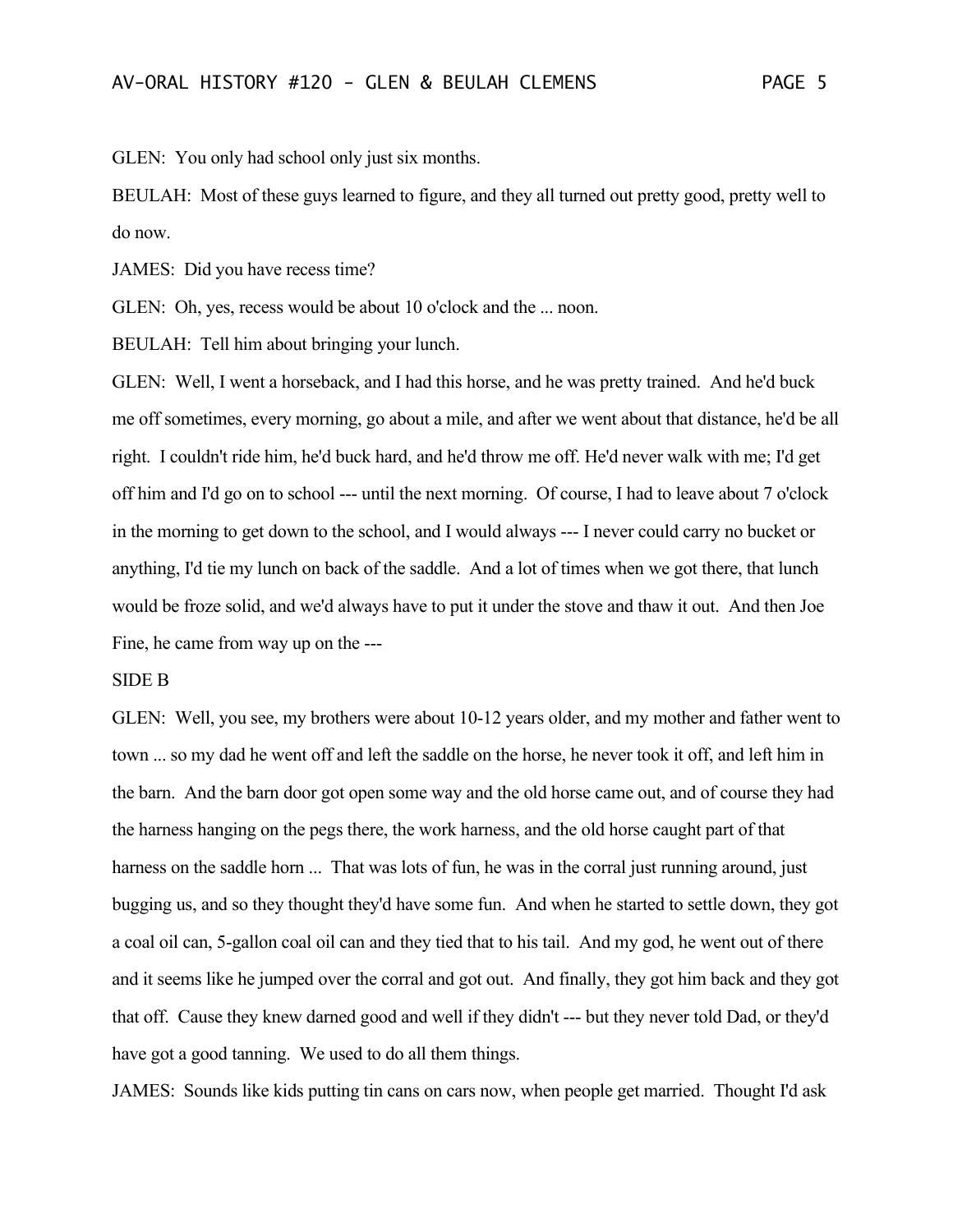GLEN: You only had school only just six months.

BEULAH: Most of these guys learned to figure, and they all turned out pretty good, pretty well to do now.

JAMES: Did you have recess time?

GLEN: Oh, yes, recess would be about 10 o'clock and the ... noon.

BEULAH: Tell him about bringing your lunch.

GLEN: Well, I went a horseback, and I had this horse, and he was pretty trained. And he'd buck me off sometimes, every morning, go about a mile, and after we went about that distance, he'd be all right. I couldn't ride him, he'd buck hard, and he'd throw me off. He'd never walk with me; I'd get off him and I'd go on to school --- until the next morning. Of course, I had to leave about 7 o'clock in the morning to get down to the school, and I would always --- I never could carry no bucket or anything, I'd tie my lunch on back of the saddle. And a lot of times when we got there, that lunch would be froze solid, and we'd always have to put it under the stove and thaw it out. And then Joe Fine, he came from way up on the ---

SIDE B

GLEN: Well, you see, my brothers were about 10-12 years older, and my mother and father went to town ... so my dad he went off and left the saddle on the horse, he never took it off, and left him in the barn. And the barn door got open some way and the old horse came out, and of course they had the harness hanging on the pegs there, the work harness, and the old horse caught part of that harness on the saddle horn ... That was lots of fun, he was in the corral just running around, just bugging us, and so they thought they'd have some fun. And when he started to settle down, they got a coal oil can, 5-gallon coal oil can and they tied that to his tail. And my god, he went out of there and it seems like he jumped over the corral and got out. And finally, they got him back and they got that off. Cause they knew darned good and well if they didn't --- but they never told Dad, or they'd have got a good tanning. We used to do all them things.

JAMES: Sounds like kids putting tin cans on cars now, when people get married. Thought I'd ask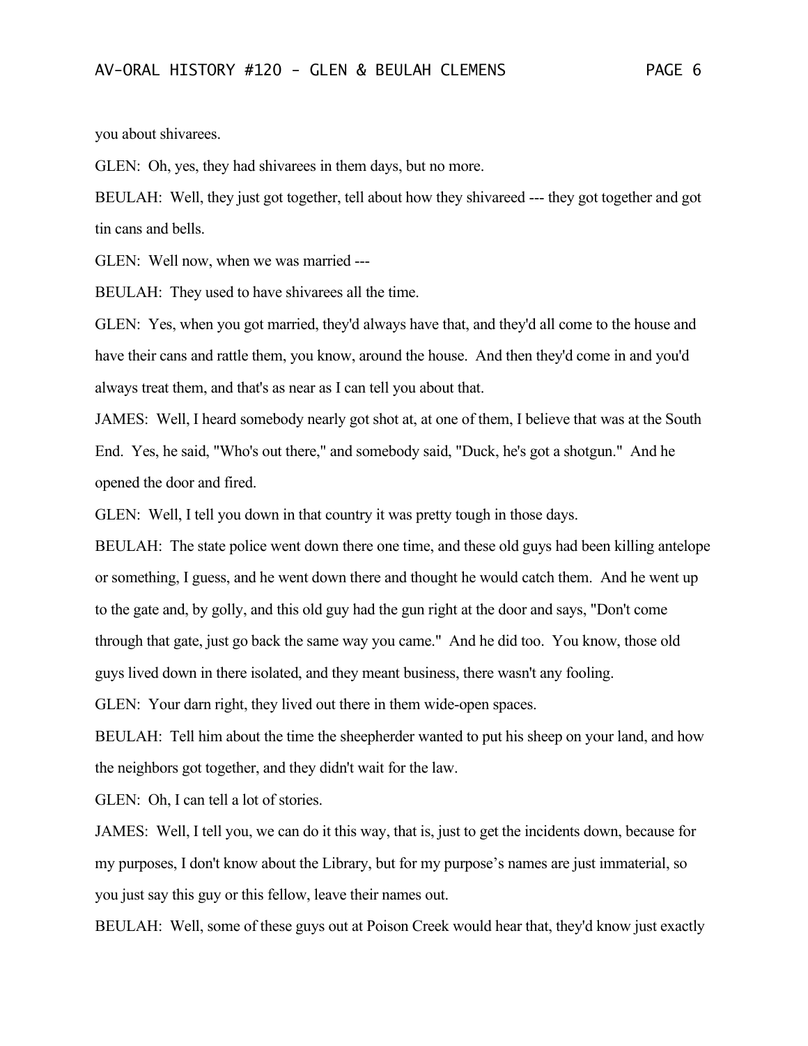you about shivarees.

GLEN: Oh, yes, they had shivarees in them days, but no more.

BEULAH: Well, they just got together, tell about how they shivareed --- they got together and got tin cans and bells.

GLEN: Well now, when we was married ---

BEULAH: They used to have shivarees all the time.

GLEN: Yes, when you got married, they'd always have that, and they'd all come to the house and have their cans and rattle them, you know, around the house. And then they'd come in and you'd always treat them, and that's as near as I can tell you about that.

JAMES: Well, I heard somebody nearly got shot at, at one of them, I believe that was at the South End. Yes, he said, "Who's out there," and somebody said, "Duck, he's got a shotgun." And he opened the door and fired.

GLEN: Well, I tell you down in that country it was pretty tough in those days.

BEULAH: The state police went down there one time, and these old guys had been killing antelope or something, I guess, and he went down there and thought he would catch them. And he went up to the gate and, by golly, and this old guy had the gun right at the door and says, "Don't come through that gate, just go back the same way you came." And he did too. You know, those old guys lived down in there isolated, and they meant business, there wasn't any fooling.

GLEN: Your darn right, they lived out there in them wide-open spaces.

BEULAH: Tell him about the time the sheepherder wanted to put his sheep on your land, and how the neighbors got together, and they didn't wait for the law.

GLEN: Oh, I can tell a lot of stories.

JAMES: Well, I tell you, we can do it this way, that is, just to get the incidents down, because for my purposes, I don't know about the Library, but for my purpose's names are just immaterial, so you just say this guy or this fellow, leave their names out.

BEULAH: Well, some of these guys out at Poison Creek would hear that, they'd know just exactly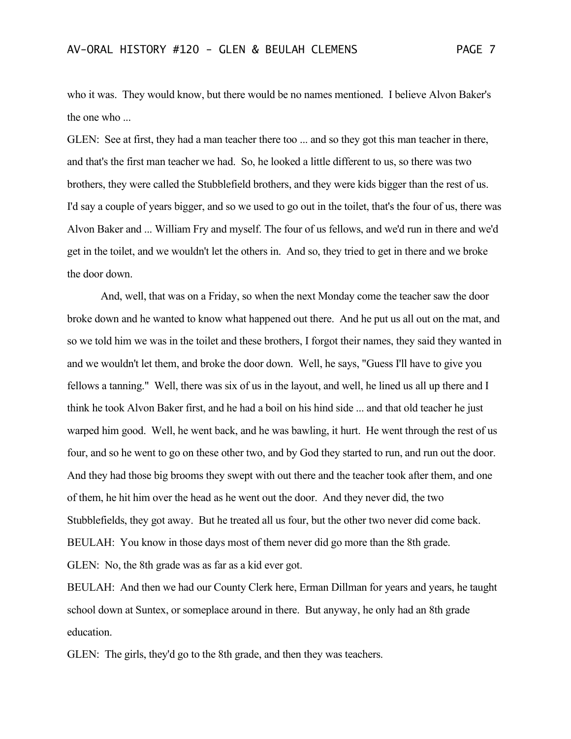who it was. They would know, but there would be no names mentioned. I believe Alvon Baker's the one who ...

GLEN: See at first, they had a man teacher there too ... and so they got this man teacher in there, and that's the first man teacher we had. So, he looked a little different to us, so there was two brothers, they were called the Stubblefield brothers, and they were kids bigger than the rest of us. I'd say a couple of years bigger, and so we used to go out in the toilet, that's the four of us, there was Alvon Baker and ... William Fry and myself. The four of us fellows, and we'd run in there and we'd get in the toilet, and we wouldn't let the others in. And so, they tried to get in there and we broke the door down.

And, well, that was on a Friday, so when the next Monday come the teacher saw the door broke down and he wanted to know what happened out there. And he put us all out on the mat, and so we told him we was in the toilet and these brothers, I forgot their names, they said they wanted in and we wouldn't let them, and broke the door down. Well, he says, "Guess I'll have to give you fellows a tanning." Well, there was six of us in the layout, and well, he lined us all up there and I think he took Alvon Baker first, and he had a boil on his hind side ... and that old teacher he just warped him good. Well, he went back, and he was bawling, it hurt. He went through the rest of us four, and so he went to go on these other two, and by God they started to run, and run out the door. And they had those big brooms they swept with out there and the teacher took after them, and one of them, he hit him over the head as he went out the door. And they never did, the two Stubblefields, they got away. But he treated all us four, but the other two never did come back.

BEULAH: You know in those days most of them never did go more than the 8th grade.

GLEN: No, the 8th grade was as far as a kid ever got.

BEULAH: And then we had our County Clerk here, Erman Dillman for years and years, he taught school down at Suntex, or someplace around in there. But anyway, he only had an 8th grade education.

GLEN: The girls, they'd go to the 8th grade, and then they was teachers.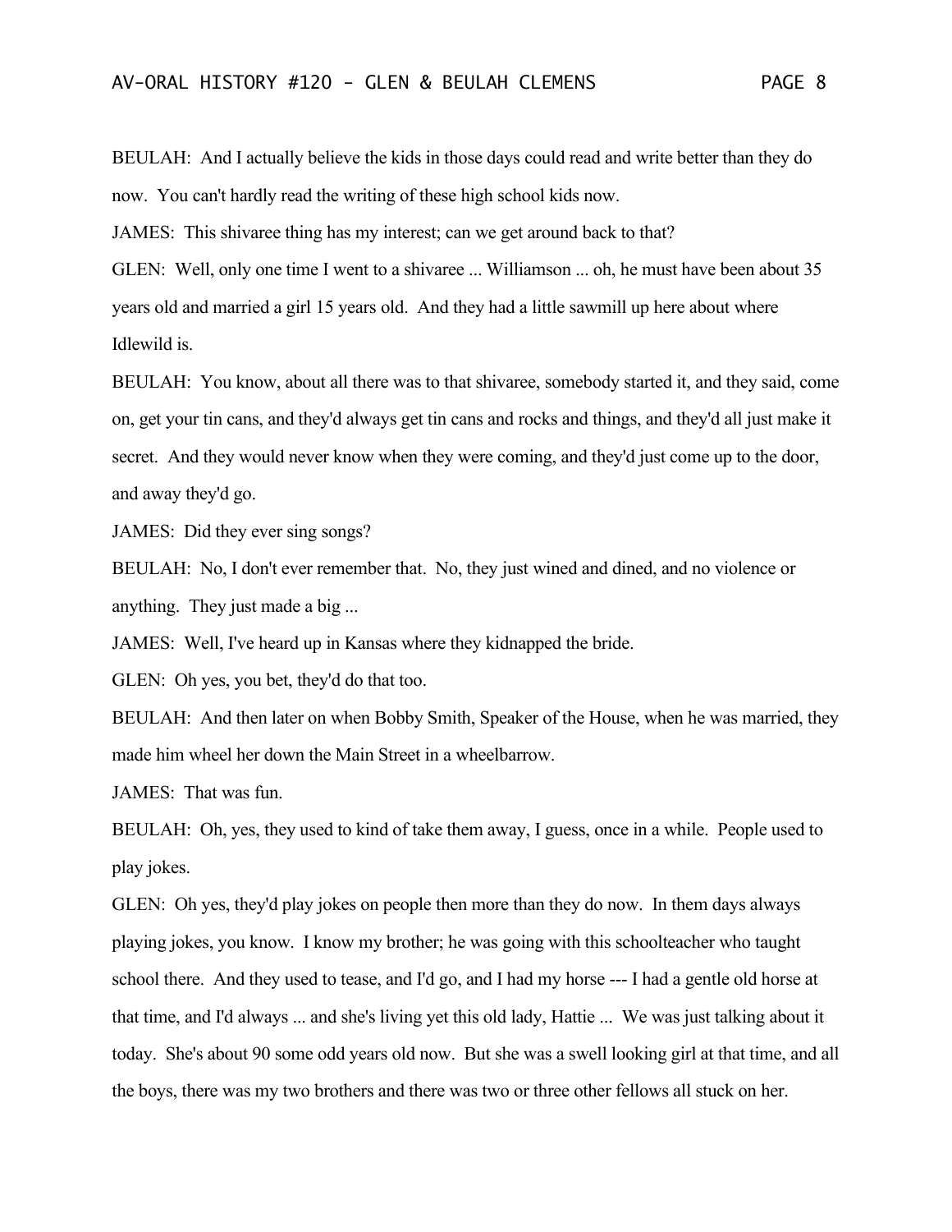BEULAH: And I actually believe the kids in those days could read and write better than they do now. You can't hardly read the writing of these high school kids now.

JAMES: This shivaree thing has my interest; can we get around back to that?

GLEN: Well, only one time I went to a shivaree ... Williamson ... oh, he must have been about 35 years old and married a girl 15 years old. And they had a little sawmill up here about where Idlewild is.

BEULAH: You know, about all there was to that shivaree, somebody started it, and they said, come on, get your tin cans, and they'd always get tin cans and rocks and things, and they'd all just make it secret. And they would never know when they were coming, and they'd just come up to the door, and away they'd go.

JAMES: Did they ever sing songs?

BEULAH: No, I don't ever remember that. No, they just wined and dined, and no violence or anything. They just made a big ...

JAMES: Well, I've heard up in Kansas where they kidnapped the bride.

GLEN: Oh yes, you bet, they'd do that too.

BEULAH: And then later on when Bobby Smith, Speaker of the House, when he was married, they made him wheel her down the Main Street in a wheelbarrow.

JAMES: That was fun.

BEULAH: Oh, yes, they used to kind of take them away, I guess, once in a while. People used to play jokes.

GLEN: Oh yes, they'd play jokes on people then more than they do now. In them days always playing jokes, you know. I know my brother; he was going with this schoolteacher who taught school there. And they used to tease, and I'd go, and I had my horse --- I had a gentle old horse at that time, and I'd always ... and she's living yet this old lady, Hattie ... We was just talking about it today. She's about 90 some odd years old now. But she was a swell looking girl at that time, and all the boys, there was my two brothers and there was two or three other fellows all stuck on her.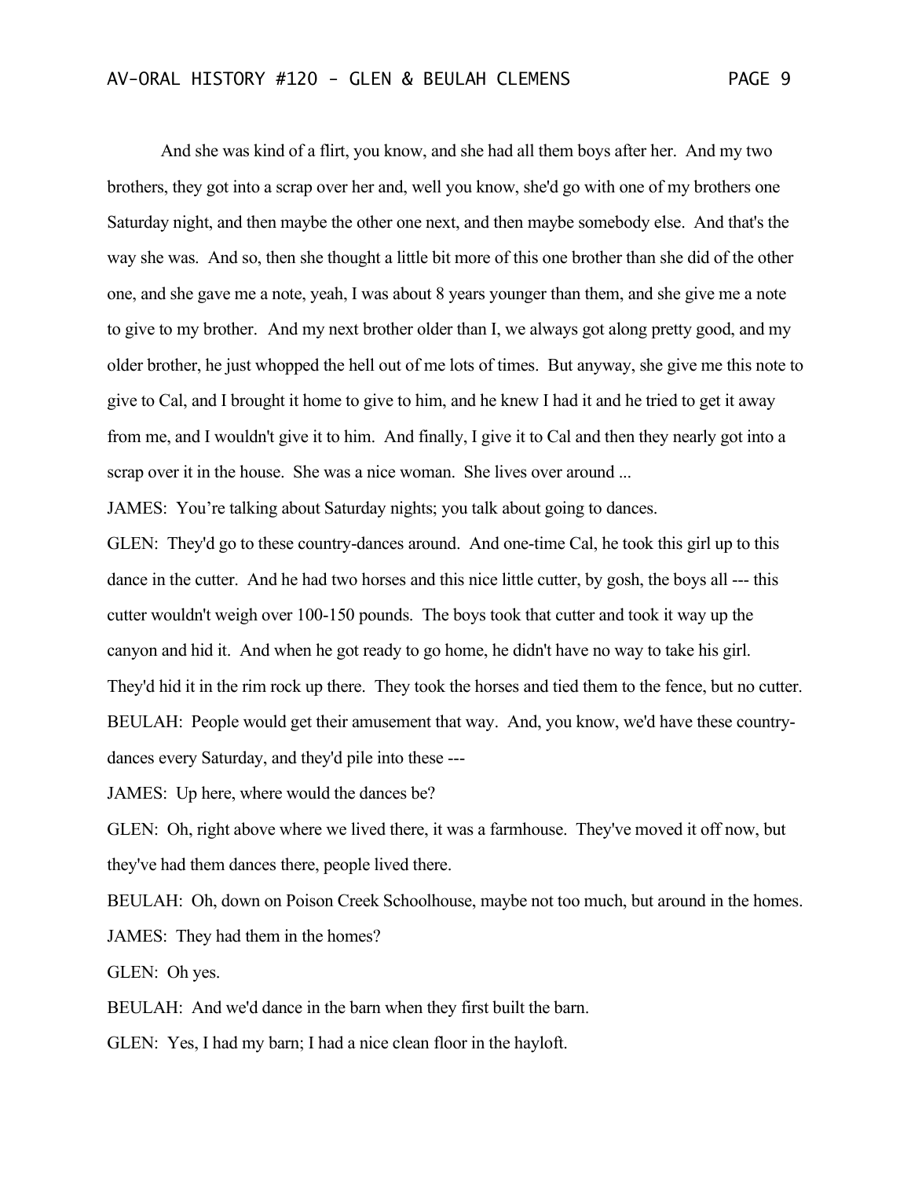And she was kind of a flirt, you know, and she had all them boys after her. And my two brothers, they got into a scrap over her and, well you know, she'd go with one of my brothers one Saturday night, and then maybe the other one next, and then maybe somebody else. And that's the way she was. And so, then she thought a little bit more of this one brother than she did of the other one, and she gave me a note, yeah, I was about 8 years younger than them, and she give me a note to give to my brother. And my next brother older than I, we always got along pretty good, and my older brother, he just whopped the hell out of me lots of times. But anyway, she give me this note to give to Cal, and I brought it home to give to him, and he knew I had it and he tried to get it away from me, and I wouldn't give it to him. And finally, I give it to Cal and then they nearly got into a scrap over it in the house. She was a nice woman. She lives over around ...

JAMES: You're talking about Saturday nights; you talk about going to dances.

GLEN: They'd go to these country-dances around. And one-time Cal, he took this girl up to this dance in the cutter. And he had two horses and this nice little cutter, by gosh, the boys all --- this cutter wouldn't weigh over 100-150 pounds. The boys took that cutter and took it way up the canyon and hid it. And when he got ready to go home, he didn't have no way to take his girl. They'd hid it in the rim rock up there. They took the horses and tied them to the fence, but no cutter.

BEULAH: People would get their amusement that way. And, you know, we'd have these country-dances every Saturday, and they'd pile into these ---

JAMES: Up here, where would the dances be?

GLEN: Oh, right above where we lived there, it was a farmhouse. They've moved it off now, but they've had them dances there, people lived there.

BEULAH: Oh, down on Poison Creek Schoolhouse, maybe not too much, but around in the homes.

JAMES: They had them in the homes?

GLEN: Oh yes.

BEULAH: And we'd dance in the barn when they first built the barn.

GLEN: Yes, I had my barn; I had a nice clean floor in the hayloft.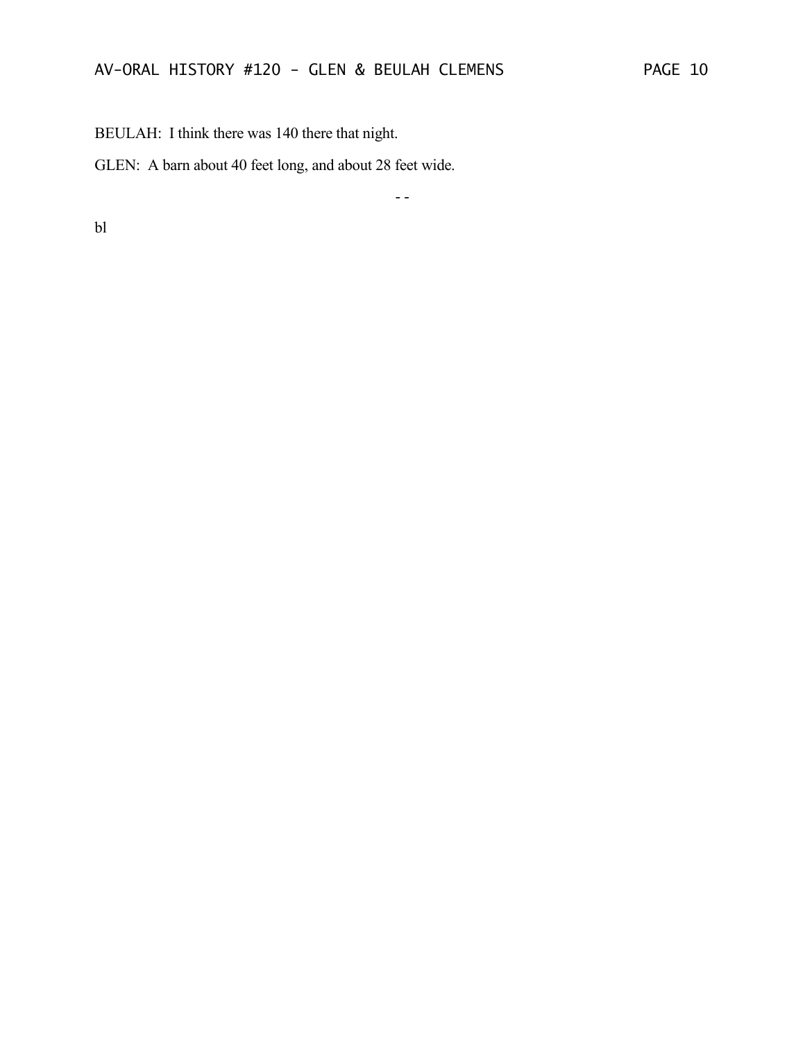BEULAH: I think there was 140 there that night.

GLEN: A barn about 40 feet long, and about 28 feet wide.

- -

bl